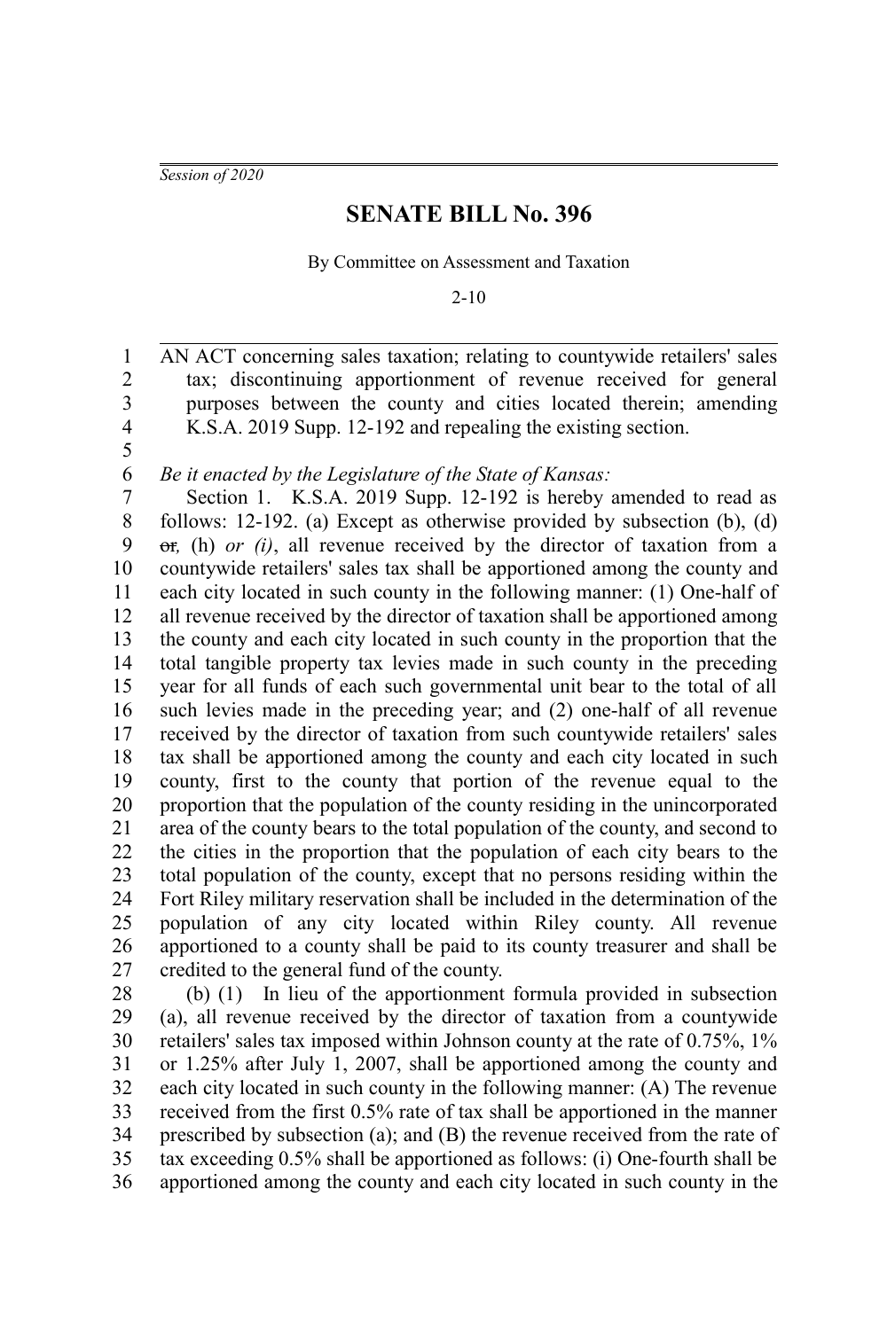*Session of 2020*

# SENATE BILL No. 396

By Committee on Assessment and Taxation

2-10

AN ACT concerning sales taxation; relating to countywide retailers' sales tax; discontinuing apportionment of revenue received for general purposes between the county and cities located therein; amending K.S.A. 2019 Supp. 12-192 and repealing the existing section.

*Be it enacted by the Legislature of the State of Kansas:*

Section 1. K.S.A. 2019 Supp. 12-192 is hereby amended to read as follows: 12-192. (a) Except as otherwise provided by subsection (b), (d) ~~or~~*,* (h) *or (i)*, all revenue received by the director of taxation from a countywide retailers' sales tax shall be apportioned among the county and each city located in such county in the following manner: (1) One-half of all revenue received by the director of taxation shall be apportioned among the county and each city located in such county in the proportion that the total tangible property tax levies made in such county in the preceding year for all funds of each such governmental unit bear to the total of all such levies made in the preceding year; and (2) one-half of all revenue received by the director of taxation from such countywide retailers' sales tax shall be apportioned among the county and each city located in such county, first to the county that portion of the revenue equal to the proportion that the population of the county residing in the unincorporated area of the county bears to the total population of the county, and second to the cities in the proportion that the population of each city bears to the total population of the county, except that no persons residing within the Fort Riley military reservation shall be included in the determination of the population of any city located within Riley county. All revenue apportioned to a county shall be paid to its county treasurer and shall be credited to the general fund of the county.

(b) (1) In lieu of the apportionment formula provided in subsection (a), all revenue received by the director of taxation from a countywide retailers' sales tax imposed within Johnson county at the rate of 0.75%, 1% or 1.25% after July 1, 2007, shall be apportioned among the county and each city located in such county in the following manner: (A) The revenue received from the first 0.5% rate of tax shall be apportioned in the manner prescribed by subsection (a); and (B) the revenue received from the rate of tax exceeding 0.5% shall be apportioned as follows: (i) One-fourth shall be apportioned among the county and each city located in such county in the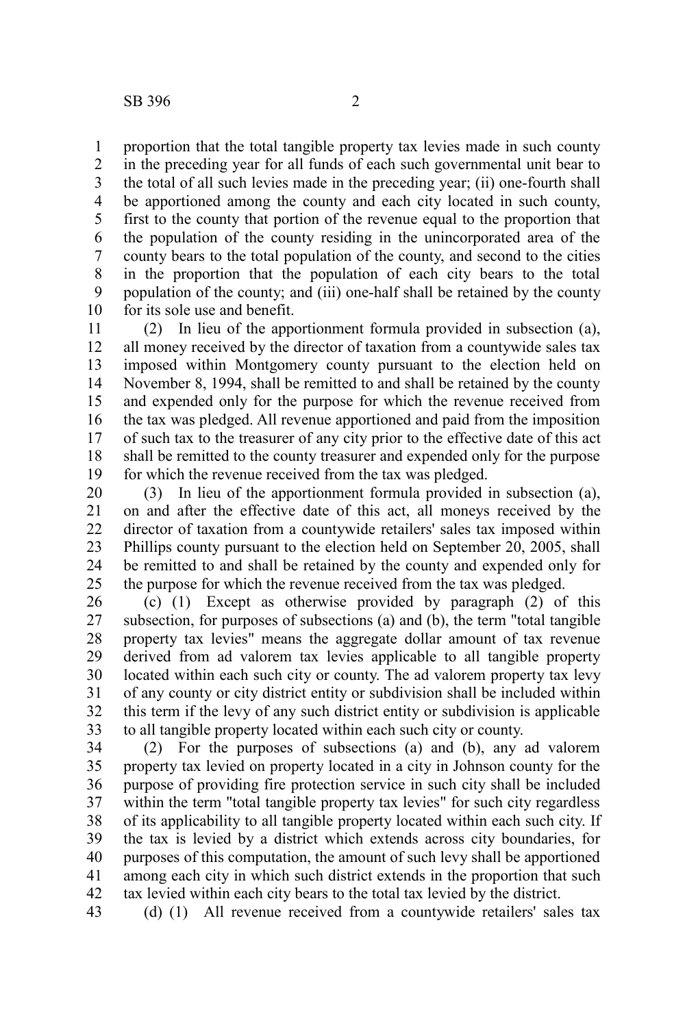proportion that the total tangible property tax levies made in such county in the preceding year for all funds of each such governmental unit bear to the total of all such levies made in the preceding year; (ii) one-fourth shall be apportioned among the county and each city located in such county, first to the county that portion of the revenue equal to the proportion that the population of the county residing in the unincorporated area of the county bears to the total population of the county, and second to the cities in the proportion that the population of each city bears to the total population of the county; and (iii) one-half shall be retained by the county for its sole use and benefit.

(2) In lieu of the apportionment formula provided in subsection (a), all money received by the director of taxation from a countywide sales tax imposed within Montgomery county pursuant to the election held on November 8, 1994, shall be remitted to and shall be retained by the county and expended only for the purpose for which the revenue received from the tax was pledged. All revenue apportioned and paid from the imposition of such tax to the treasurer of any city prior to the effective date of this act shall be remitted to the county treasurer and expended only for the purpose for which the revenue received from the tax was pledged.

(3) In lieu of the apportionment formula provided in subsection (a), on and after the effective date of this act, all moneys received by the director of taxation from a countywide retailers' sales tax imposed within Phillips county pursuant to the election held on September 20, 2005, shall be remitted to and shall be retained by the county and expended only for the purpose for which the revenue received from the tax was pledged.

(c) (1) Except as otherwise provided by paragraph (2) of this subsection, for purposes of subsections (a) and (b), the term "total tangible property tax levies" means the aggregate dollar amount of tax revenue derived from ad valorem tax levies applicable to all tangible property located within each such city or county. The ad valorem property tax levy of any county or city district entity or subdivision shall be included within this term if the levy of any such district entity or subdivision is applicable to all tangible property located within each such city or county.

(2) For the purposes of subsections (a) and (b), any ad valorem property tax levied on property located in a city in Johnson county for the purpose of providing fire protection service in such city shall be included within the term "total tangible property tax levies" for such city regardless of its applicability to all tangible property located within each such city. If the tax is levied by a district which extends across city boundaries, for purposes of this computation, the amount of such levy shall be apportioned among each city in which such district extends in the proportion that such tax levied within each city bears to the total tax levied by the district.

(d) (1) All revenue received from a countywide retailers' sales tax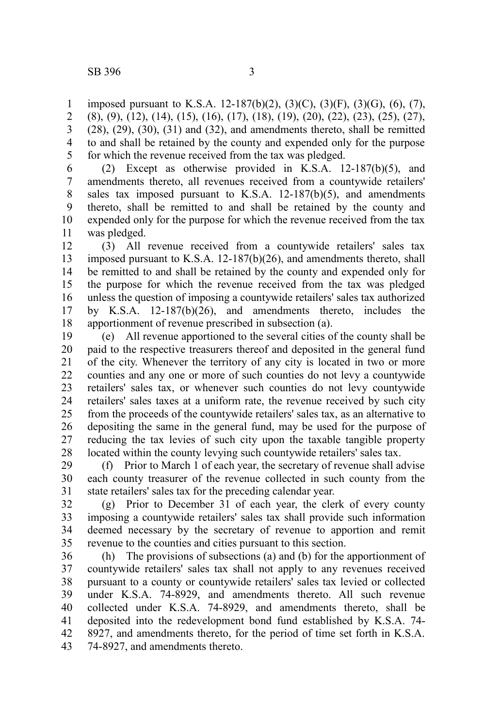imposed pursuant to K.S.A. 12-187(b)(2), (3)(C), (3)(F), (3)(G), (6), (7), (8), (9), (12), (14), (15), (16), (17), (18), (19), (20), (22), (23), (25), (27), (28), (29), (30), (31) and (32), and amendments thereto, shall be remitted to and shall be retained by the county and expended only for the purpose for which the revenue received from the tax was pledged.

(2) Except as otherwise provided in K.S.A. 12-187(b)(5), and amendments thereto, all revenues received from a countywide retailers' sales tax imposed pursuant to K.S.A. 12-187(b)(5), and amendments thereto, shall be remitted to and shall be retained by the county and expended only for the purpose for which the revenue received from the tax was pledged.

(3) All revenue received from a countywide retailers' sales tax imposed pursuant to K.S.A. 12-187(b)(26), and amendments thereto, shall be remitted to and shall be retained by the county and expended only for the purpose for which the revenue received from the tax was pledged unless the question of imposing a countywide retailers' sales tax authorized by K.S.A. 12-187(b)(26), and amendments thereto, includes the apportionment of revenue prescribed in subsection (a).

(e) All revenue apportioned to the several cities of the county shall be paid to the respective treasurers thereof and deposited in the general fund of the city. Whenever the territory of any city is located in two or more counties and any one or more of such counties do not levy a countywide retailers' sales tax, or whenever such counties do not levy countywide retailers' sales taxes at a uniform rate, the revenue received by such city from the proceeds of the countywide retailers' sales tax, as an alternative to depositing the same in the general fund, may be used for the purpose of reducing the tax levies of such city upon the taxable tangible property located within the county levying such countywide retailers' sales tax.

(f) Prior to March 1 of each year, the secretary of revenue shall advise each county treasurer of the revenue collected in such county from the state retailers' sales tax for the preceding calendar year.

(g) Prior to December 31 of each year, the clerk of every county imposing a countywide retailers' sales tax shall provide such information deemed necessary by the secretary of revenue to apportion and remit revenue to the counties and cities pursuant to this section.

(h) The provisions of subsections (a) and (b) for the apportionment of countywide retailers' sales tax shall not apply to any revenues received pursuant to a county or countywide retailers' sales tax levied or collected under K.S.A. 74-8929, and amendments thereto. All such revenue collected under K.S.A. 74-8929, and amendments thereto, shall be deposited into the redevelopment bond fund established by K.S.A. 74-8927, and amendments thereto, for the period of time set forth in K.S.A. 74-8927, and amendments thereto.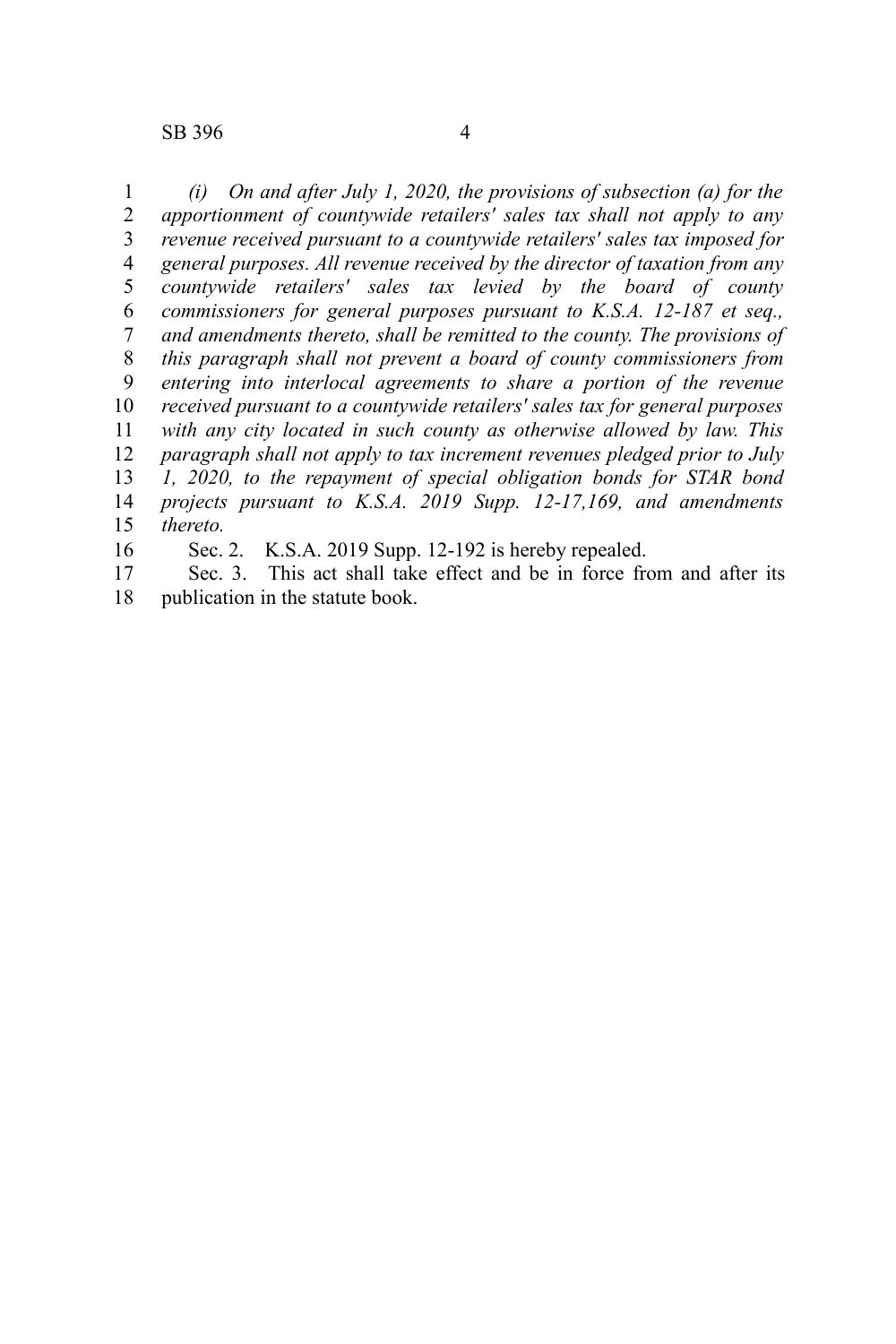*(i) On and after July 1, 2020, the provisions of subsection (a) for the apportionment of countywide retailers' sales tax shall not apply to any revenue received pursuant to a countywide retailers' sales tax imposed for general purposes. All revenue received by the director of taxation from any countywide retailers' sales tax levied by the board of county commissioners for general purposes pursuant to K.S.A. 12-187 et seq., and amendments thereto, shall be remitted to the county. The provisions of this paragraph shall not prevent a board of county commissioners from entering into interlocal agreements to share a portion of the revenue received pursuant to a countywide retailers' sales tax for general purposes with any city located in such county as otherwise allowed by law. This paragraph shall not apply to tax increment revenues pledged prior to July 1, 2020, to the repayment of special obligation bonds for STAR bond projects pursuant to K.S.A. 2019 Supp. 12-17,169, and amendments thereto.*

Sec. 2. K.S.A. 2019 Supp. 12-192 is hereby repealed.

Sec. 3. This act shall take effect and be in force from and after its publication in the statute book.